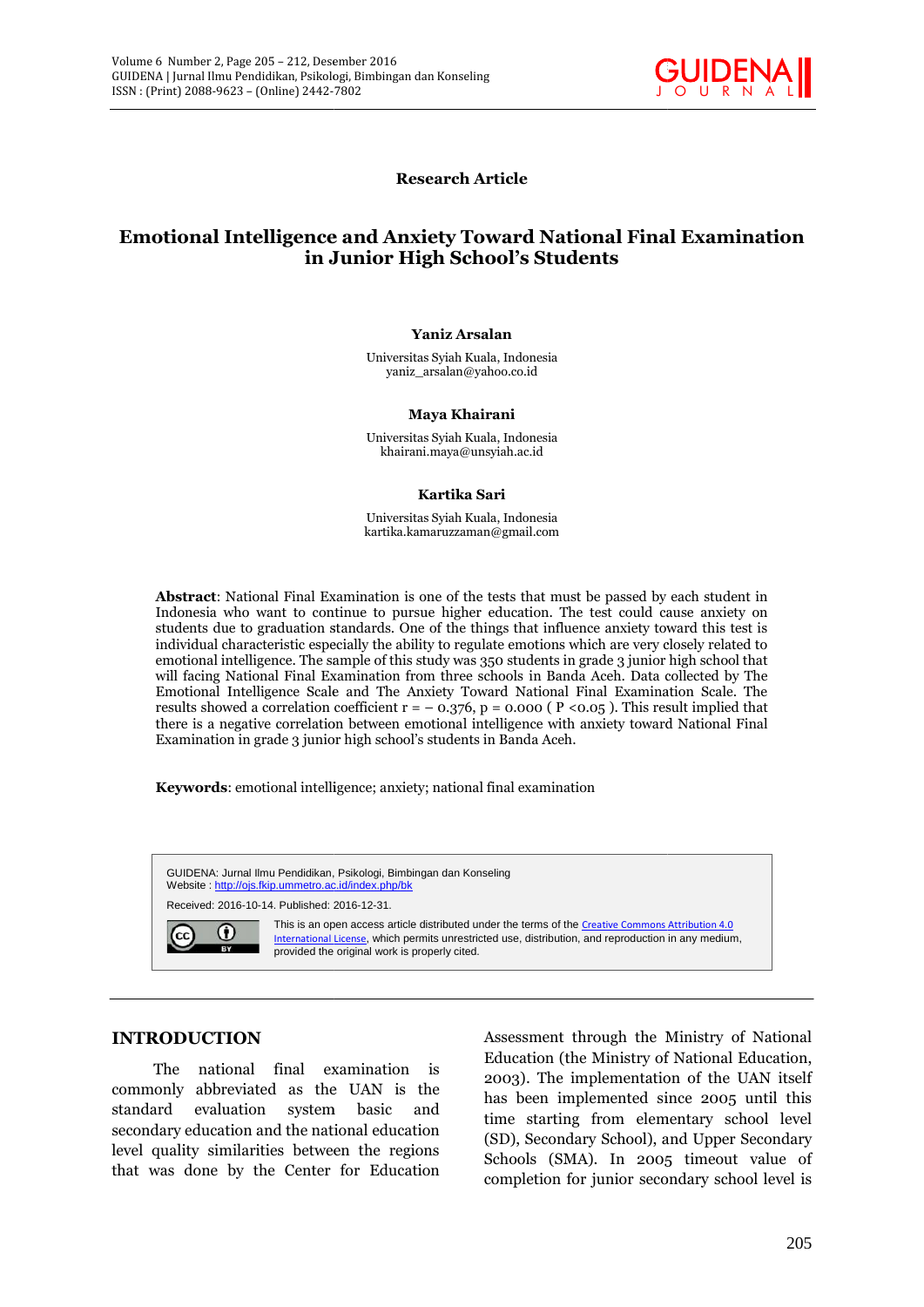Research Article

# Emotional Intelligence and Anxiety Toward National Final Examination in Junior High School's Students

**Yaniz Arsalan**

Universitas Syiah Kuala, Indonesia
yaniz_arsalan@yahoo.co.id

**Maya Khairani**

Universitas Syiah Kuala, Indonesia
khairani.maya@unsyiah.ac.id

**Kartika Sari**

Universitas Syiah Kuala, Indonesia
kartika.kamaruzzaman@gmail.com

**Abstract**: National Final Examination is one of the tests that must be passed by each student in Indonesia who want to continue to pursue higher education. The test could cause anxiety on students due to graduation standards. One of the things that influence anxiety toward this test is individual characteristic especially the ability to regulate emotions which are very closely related to emotional intelligence. The sample of this study was 350 students in grade 3 junior high school that will facing National Final Examination from three schools in Banda Aceh. Data collected by The Emotional Intelligence Scale and The Anxiety Toward National Final Examination Scale. The results showed a correlation coefficient $r = -0.376$, $p = 0.000$ ( $P < 0.05$ ). This result implied that there is a negative correlation between emotional intelligence with anxiety toward National Final Examination in grade 3 junior high school's students in Banda Aceh.

**Keywords**: emotional intelligence; anxiety; national final examination

GUIDENA: Jurnal Ilmu Pendidikan, Psikologi, Bimbingan dan Konseling
Website : http://ojs.fkip.ummetro.ac.id/index.php/bk

Received: 2016-10-14. Published: 2016-12-31.

This is an open access article distributed under the terms of the Creative Commons Attribution 4.0 International License, which permits unrestricted use, distribution, and reproduction in any medium, provided the original work is properly cited.

## INTRODUCTION

The national final examination is commonly abbreviated as the UAN is the standard evaluation system basic and secondary education and the national education level quality similarities between the regions that was done by the Center for Education Assessment through the Ministry of National Education (the Ministry of National Education, 2003). The implementation of the UAN itself has been implemented since 2005 until this time starting from elementary school level (SD), Secondary School), and Upper Secondary Schools (SMA). In 2005 timeout value of completion for junior secondary school level is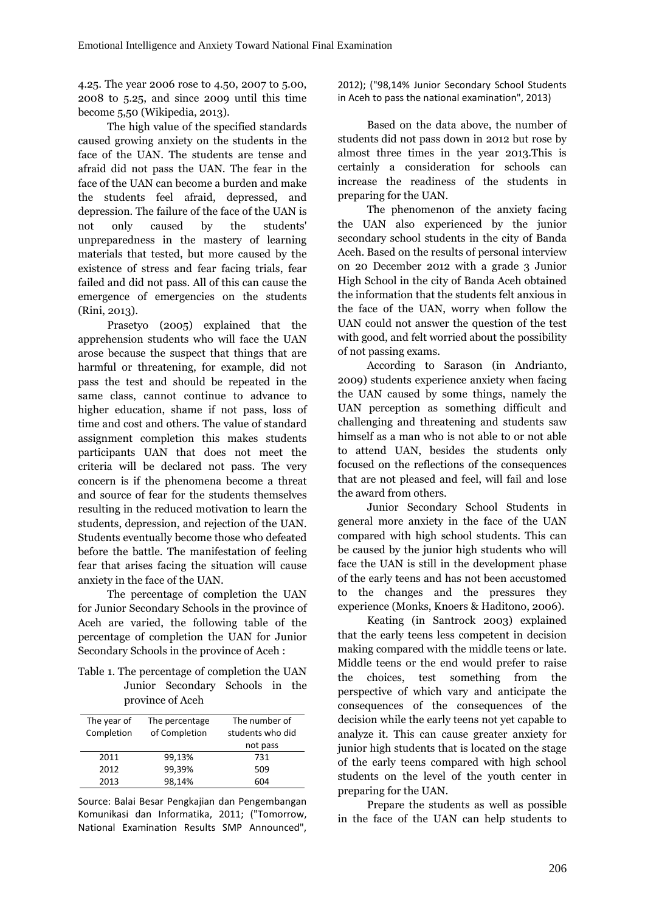4.25. The year 2006 rose to 4.50, 2007 to 5.00, 2008 to 5.25, and since 2009 until this time become 5,50 (Wikipedia, 2013).

The high value of the specified standards caused growing anxiety on the students in the face of the UAN. The students are tense and afraid did not pass the UAN. The fear in the face of the UAN can become a burden and make the students feel afraid, depressed, and depression. The failure of the face of the UAN is not only caused by the students' unpreparedness in the mastery of learning materials that tested, but more caused by the existence of stress and fear facing trials, fear failed and did not pass. All of this can cause the emergence of emergencies on the students (Rini, 2013).

Prasetyo (2005) explained that the apprehension students who will face the UAN arose because the suspect that things that are harmful or threatening, for example, did not pass the test and should be repeated in the same class, cannot continue to advance to higher education, shame if not pass, loss of time and cost and others. The value of standard assignment completion this makes students participants UAN that does not meet the criteria will be declared not pass. The very concern is if the phenomena become a threat and source of fear for the students themselves resulting in the reduced motivation to learn the students, depression, and rejection of the UAN. Students eventually become those who defeated before the battle. The manifestation of feeling fear that arises facing the situation will cause anxiety in the face of the UAN.

The percentage of completion the UAN for Junior Secondary Schools in the province of Aceh are varied, the following table of the percentage of completion the UAN for Junior Secondary Schools in the province of Aceh :

Table 1. The percentage of completion the UAN Junior Secondary Schools in the province of Aceh

| The year of Completion | The percentage of Completion | The number of students who did not pass |
|---|---|---|
| 2011 | 99,13% | 731 |
| 2012 | 99,39% | 509 |
| 2013 | 98,14% | 604 |

Source: Balai Besar Pengkajian dan Pengembangan Komunikasi dan Informatika, 2011; ("Tomorrow, National Examination Results SMP Announced", 2012); ("98,14% Junior Secondary School Students in Aceh to pass the national examination", 2013)

Based on the data above, the number of students did not pass down in 2012 but rose by almost three times in the year 2013.This is certainly a consideration for schools can increase the readiness of the students in preparing for the UAN.

The phenomenon of the anxiety facing the UAN also experienced by the junior secondary school students in the city of Banda Aceh. Based on the results of personal interview on 20 December 2012 with a grade 3 Junior High School in the city of Banda Aceh obtained the information that the students felt anxious in the face of the UAN, worry when follow the UAN could not answer the question of the test with good, and felt worried about the possibility of not passing exams.

According to Sarason (in Andrianto, 2009) students experience anxiety when facing the UAN caused by some things, namely the UAN perception as something difficult and challenging and threatening and students saw himself as a man who is not able to or not able to attend UAN, besides the students only focused on the reflections of the consequences that are not pleased and feel, will fail and lose the award from others.

Junior Secondary School Students in general more anxiety in the face of the UAN compared with high school students. This can be caused by the junior high students who will face the UAN is still in the development phase of the early teens and has not been accustomed to the changes and the pressures they experience (Monks, Knoers & Haditono, 2006).

Keating (in Santrock 2003) explained that the early teens less competent in decision making compared with the middle teens or late. Middle teens or the end would prefer to raise the choices, test something from the perspective of which vary and anticipate the consequences of the consequences of the decision while the early teens not yet capable to analyze it. This can cause greater anxiety for junior high students that is located on the stage of the early teens compared with high school students on the level of the youth center in preparing for the UAN.

Prepare the students as well as possible in the face of the UAN can help students to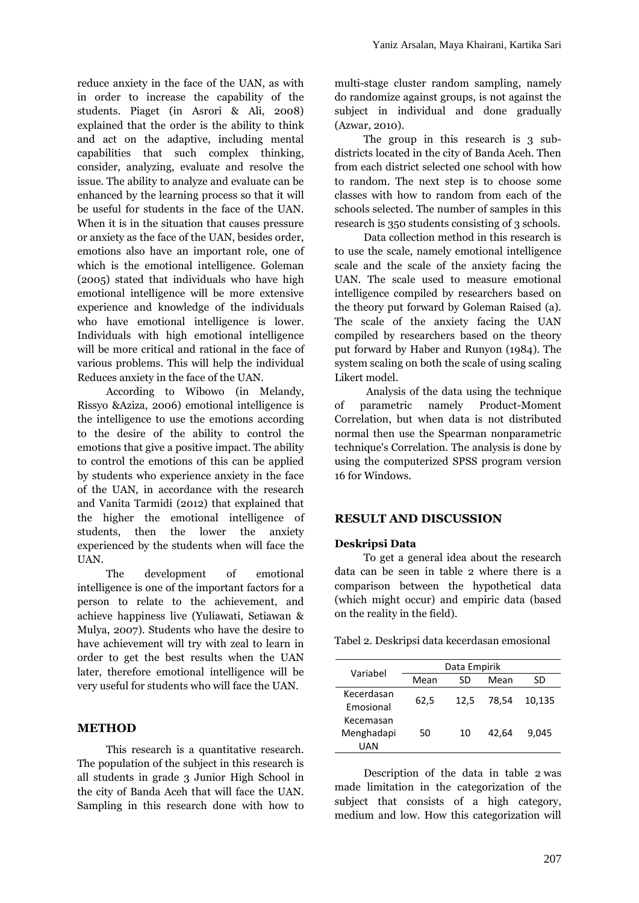reduce anxiety in the face of the UAN, as with in order to increase the capability of the students. Piaget (in Asrori & Ali, 2008) explained that the order is the ability to think and act on the adaptive, including mental capabilities that such complex thinking, consider, analyzing, evaluate and resolve the issue. The ability to analyze and evaluate can be enhanced by the learning process so that it will be useful for students in the face of the UAN. When it is in the situation that causes pressure or anxiety as the face of the UAN, besides order, emotions also have an important role, one of which is the emotional intelligence. Goleman (2005) stated that individuals who have high emotional intelligence will be more extensive experience and knowledge of the individuals who have emotional intelligence is lower. Individuals with high emotional intelligence will be more critical and rational in the face of various problems. This will help the individual Reduces anxiety in the face of the UAN.

According to Wibowo (in Melandy, Rissyo &Aziza, 2006) emotional intelligence is the intelligence to use the emotions according to the desire of the ability to control the emotions that give a positive impact. The ability to control the emotions of this can be applied by students who experience anxiety in the face of the UAN, in accordance with the research and Vanita Tarmidi (2012) that explained that the higher the emotional intelligence of students, then the lower the anxiety experienced by the students when will face the UAN.

The development of emotional intelligence is one of the important factors for a person to relate to the achievement, and achieve happiness live (Yuliawati, Setiawan & Mulya, 2007). Students who have the desire to have achievement will try with zeal to learn in order to get the best results when the UAN later, therefore emotional intelligence will be very useful for students who will face the UAN.

## METHOD

This research is a quantitative research. The population of the subject in this research is all students in grade 3 Junior High School in the city of Banda Aceh that will face the UAN. Sampling in this research done with how to multi-stage cluster random sampling, namely do randomize against groups, is not against the subject in individual and done gradually (Azwar, 2010).

The group in this research is 3 sub-districts located in the city of Banda Aceh. Then from each district selected one school with how to random. The next step is to choose some classes with how to random from each of the schools selected. The number of samples in this research is 350 students consisting of 3 schools.

Data collection method in this research is to use the scale, namely emotional intelligence scale and the scale of the anxiety facing the UAN. The scale used to measure emotional intelligence compiled by researchers based on the theory put forward by Goleman Raised (a). The scale of the anxiety facing the UAN compiled by researchers based on the theory put forward by Haber and Runyon (1984). The system scaling on both the scale of using scaling Likert model.

Analysis of the data using the technique of parametric namely Product-Moment Correlation, but when data is not distributed normal then use the Spearman nonparametric technique's Correlation. The analysis is done by using the computerized SPSS program version 16 for Windows.

## RESULT AND DISCUSSION

### Deskripsi Data

To get a general idea about the research data can be seen in table 2 where there is a comparison between the hypothetical data (which might occur) and empiric data (based on the reality in the field).

Tabel 2. Deskripsi data kecerdasan emosional

| Variabel | Data Empirik | | | |
|---|---|---|---|---|
| | Mean | SD | Mean | SD |
| Kecerdasan Emosional | 62,5 | 12,5 | 78,54 | 10,135 |
| Kecemasan Menghadapi UAN | 50 | 10 | 42,64 | 9,045 |

Description of the data in table 2 was made limitation in the categorization of the subject that consists of a high category, medium and low. How this categorization will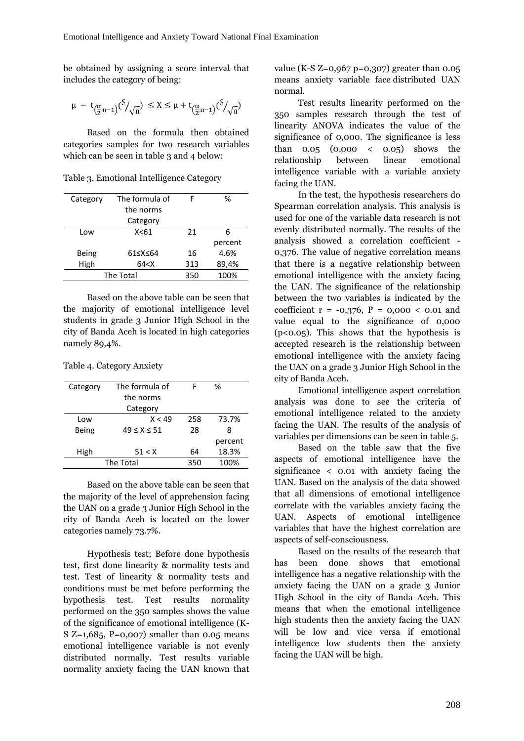be obtained by assigning a score interval that includes the category of being:

$$\mu - t_{\left(\frac{\alpha}{2}.n-1\right)}\left(S/\sqrt{n}\right) \leq X \leq \mu + t_{\left(\frac{\alpha}{2}.n-1\right)}\left(S/\sqrt{n}\right)$$

Based on the formula then obtained categories samples for two research variables which can be seen in table 3 and 4 below:

Table 3. Emotional Intelligence Category

| Category | The formula of the norms Category | F | % |
|---|---|---|---|
| Low | X<61 | 21 | 6 percent |
| Being | 61≤X≤64 | 16 | 4.6% |
| High | 64<X | 313 | 89,4% |
| The Total | | 350 | 100% |

Based on the above table can be seen that the majority of emotional intelligence level students in grade 3 Junior High School in the city of Banda Aceh is located in high categories namely 89,4%.

Table 4. Category Anxiety

| Category | The formula of the norms Category | F | % |
|---|---|---|---|
| Low | X < 49 | 258 | 73.7% |
| Being | 49 ≤ X ≤ 51 | 28 | 8 percent |
| High | 51 < X | 64 | 18.3% |
| The Total | | 350 | 100% |

Based on the above table can be seen that the majority of the level of apprehension facing the UAN on a grade 3 Junior High School in the city of Banda Aceh is located on the lower categories namely 73.7%.

Hypothesis test; Before done hypothesis test, first done linearity & normality tests and test. Test of linearity & normality tests and conditions must be met before performing the hypothesis test. Test results normality performed on the 350 samples shows the value of the significance of emotional intelligence (K-S Z=1,685, P=0,007) smaller than 0.05 means emotional intelligence variable is not evenly distributed normally. Test results variable normality anxiety facing the UAN known that value (K-S Z=0,967 p=0,307) greater than 0.05 means anxiety variable face distributed UAN normal.

Test results linearity performed on the 350 samples research through the test of linearity ANOVA indicates the value of the significance of 0,000. The significance is less than 0.05 (0,000 < 0.05) shows the relationship between linear emotional intelligence variable with a variable anxiety facing the UAN.

In the test, the hypothesis researchers do Spearman correlation analysis. This analysis is used for one of the variable data research is not evenly distributed normally. The results of the analysis showed a correlation coefficient -0,376. The value of negative correlation means that there is a negative relationship between emotional intelligence with the anxiety facing the UAN. The significance of the relationship between the two variables is indicated by the coefficient r = -0,376, P = 0,000 < 0.01 and value equal to the significance of 0,000 (p<0.05). This shows that the hypothesis is accepted research is the relationship between emotional intelligence with the anxiety facing the UAN on a grade 3 Junior High School in the city of Banda Aceh.

Emotional intelligence aspect correlation analysis was done to see the criteria of emotional intelligence related to the anxiety facing the UAN. The results of the analysis of variables per dimensions can be seen in table 5.

Based on the table saw that the five aspects of emotional intelligence have the significance < 0.01 with anxiety facing the UAN. Based on the analysis of the data showed that all dimensions of emotional intelligence correlate with the variables anxiety facing the UAN. Aspects of emotional intelligence variables that have the highest correlation are aspects of self-consciousness.

Based on the results of the research that has been done shows that emotional intelligence has a negative relationship with the anxiety facing the UAN on a grade 3 Junior High School in the city of Banda Aceh. This means that when the emotional intelligence high students then the anxiety facing the UAN will be low and vice versa if emotional intelligence low students then the anxiety facing the UAN will be high.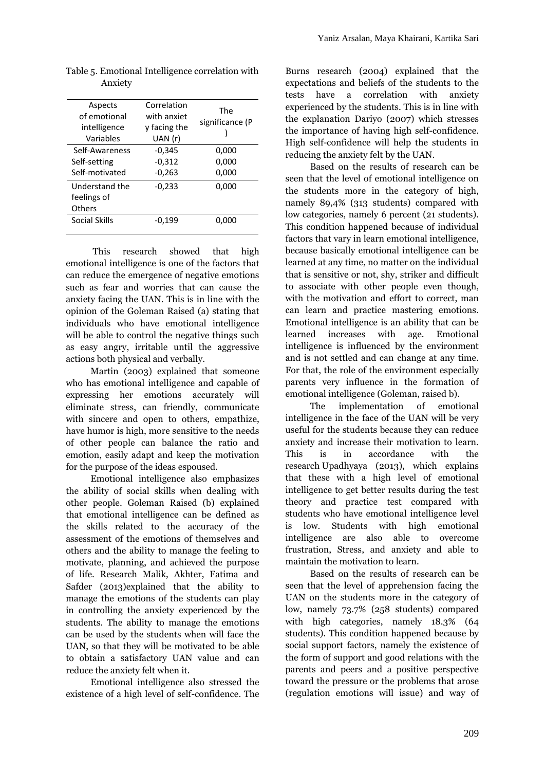Table 5. Emotional Intelligence correlation with Anxiety

| Aspects of emotional intelligence Variables | Correlation with anxiety facing the UAN (r) | The significance (P ) |
|---|---|---|
| Self-Awareness | -0,345 | 0,000 |
| Self-setting | -0,312 | 0,000 |
| Self-motivated | -0,263 | 0,000 |
| Understand the feelings of Others | -0,233 | 0,000 |
| Social Skills | -0,199 | 0,000 |

This research showed that high emotional intelligence is one of the factors that can reduce the emergence of negative emotions such as fear and worries that can cause the anxiety facing the UAN. This is in line with the opinion of the Goleman Raised (a) stating that individuals who have emotional intelligence will be able to control the negative things such as easy angry, irritable until the aggressive actions both physical and verbally.

Martin (2003) explained that someone who has emotional intelligence and capable of expressing her emotions accurately will eliminate stress, can friendly, communicate with sincere and open to others, empathize, have humor is high, more sensitive to the needs of other people can balance the ratio and emotion, easily adapt and keep the motivation for the purpose of the ideas espoused.

Emotional intelligence also emphasizes the ability of social skills when dealing with other people. Goleman Raised (b) explained that emotional intelligence can be defined as the skills related to the accuracy of the assessment of the emotions of themselves and others and the ability to manage the feeling to motivate, planning, and achieved the purpose of life. Research Malik, Akhter, Fatima and Safder (2013)explained that the ability to manage the emotions of the students can play in controlling the anxiety experienced by the students. The ability to manage the emotions can be used by the students when will face the UAN, so that they will be motivated to be able to obtain a satisfactory UAN value and can reduce the anxiety felt when it.

Emotional intelligence also stressed the existence of a high level of self-confidence. The Burns research (2004) explained that the expectations and beliefs of the students to the tests have a correlation with anxiety experienced by the students. This is in line with the explanation Dariyo (2007) which stresses the importance of having high self-confidence. High self-confidence will help the students in reducing the anxiety felt by the UAN.

Based on the results of research can be seen that the level of emotional intelligence on the students more in the category of high, namely 89,4% (313 students) compared with low categories, namely 6 percent (21 students). This condition happened because of individual factors that vary in learn emotional intelligence, because basically emotional intelligence can be learned at any time, no matter on the individual that is sensitive or not, shy, striker and difficult to associate with other people even though, with the motivation and effort to correct, man can learn and practice mastering emotions. Emotional intelligence is an ability that can be learned increases with age. Emotional intelligence is influenced by the environment and is not settled and can change at any time. For that, the role of the environment especially parents very influence in the formation of emotional intelligence (Goleman, raised b).

The implementation of emotional intelligence in the face of the UAN will be very useful for the students because they can reduce anxiety and increase their motivation to learn. This is in accordance with the research Upadhyaya (2013), which explains that these with a high level of emotional intelligence to get better results during the test theory and practice test compared with students who have emotional intelligence level is low. Students with high emotional intelligence are also able to overcome frustration, Stress, and anxiety and able to maintain the motivation to learn.

Based on the results of research can be seen that the level of apprehension facing the UAN on the students more in the category of low, namely 73.7% (258 students) compared with high categories, namely 18.3% (64 students). This condition happened because by social support factors, namely the existence of the form of support and good relations with the parents and peers and a positive perspective toward the pressure or the problems that arose (regulation emotions will issue) and way of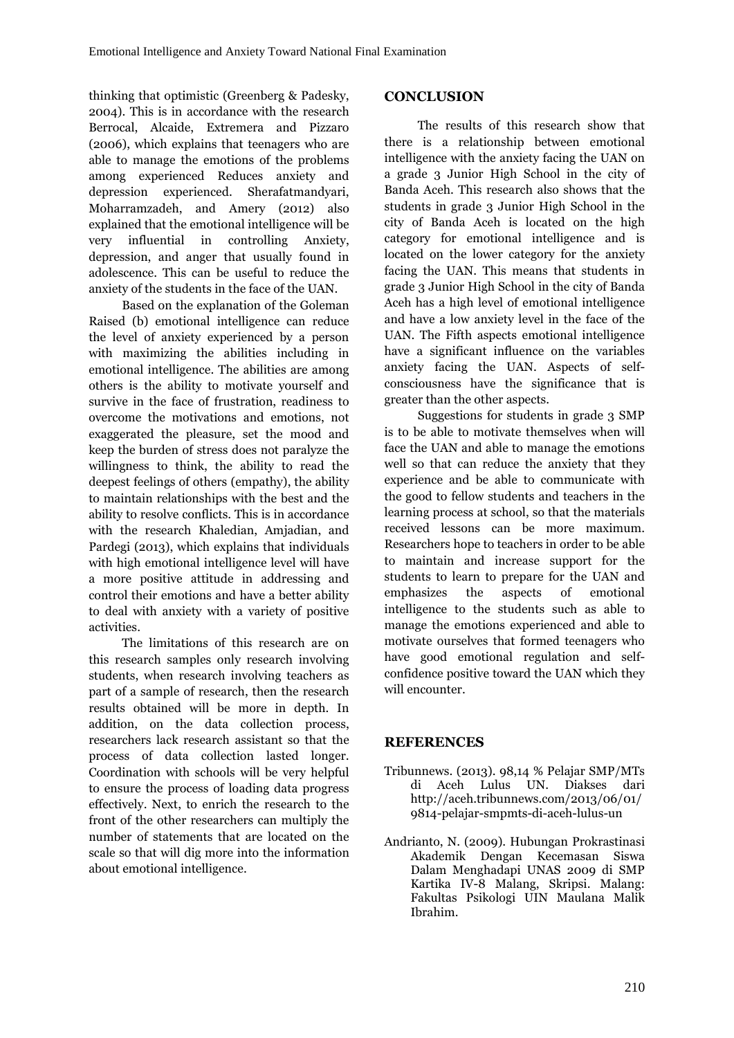thinking that optimistic (Greenberg & Padesky, 2004). This is in accordance with the research Berrocal, Alcaide, Extremera and Pizzaro (2006), which explains that teenagers who are able to manage the emotions of the problems among experienced Reduces anxiety and depression experienced. Sherafatmandyari, Moharramzadeh, and Amery (2012) also explained that the emotional intelligence will be very influential in controlling Anxiety, depression, and anger that usually found in adolescence. This can be useful to reduce the anxiety of the students in the face of the UAN.

Based on the explanation of the Goleman Raised (b) emotional intelligence can reduce the level of anxiety experienced by a person with maximizing the abilities including in emotional intelligence. The abilities are among others is the ability to motivate yourself and survive in the face of frustration, readiness to overcome the motivations and emotions, not exaggerated the pleasure, set the mood and keep the burden of stress does not paralyze the willingness to think, the ability to read the deepest feelings of others (empathy), the ability to maintain relationships with the best and the ability to resolve conflicts. This is in accordance with the research Khaledian, Amjadian, and Pardegi (2013), which explains that individuals with high emotional intelligence level will have a more positive attitude in addressing and control their emotions and have a better ability to deal with anxiety with a variety of positive activities.

The limitations of this research are on this research samples only research involving students, when research involving teachers as part of a sample of research, then the research results obtained will be more in depth. In addition, on the data collection process, researchers lack research assistant so that the process of data collection lasted longer. Coordination with schools will be very helpful to ensure the process of loading data progress effectively. Next, to enrich the research to the front of the other researchers can multiply the number of statements that are located on the scale so that will dig more into the information about emotional intelligence.

## CONCLUSION

The results of this research show that there is a relationship between emotional intelligence with the anxiety facing the UAN on a grade 3 Junior High School in the city of Banda Aceh. This research also shows that the students in grade 3 Junior High School in the city of Banda Aceh is located on the high category for emotional intelligence and is located on the lower category for the anxiety facing the UAN. This means that students in grade 3 Junior High School in the city of Banda Aceh has a high level of emotional intelligence and have a low anxiety level in the face of the UAN. The Fifth aspects emotional intelligence have a significant influence on the variables anxiety facing the UAN. Aspects of self-consciousness have the significance that is greater than the other aspects.

Suggestions for students in grade 3 SMP is to be able to motivate themselves when will face the UAN and able to manage the emotions well so that can reduce the anxiety that they experience and be able to communicate with the good to fellow students and teachers in the learning process at school, so that the materials received lessons can be more maximum. Researchers hope to teachers in order to be able to maintain and increase support for the students to learn to prepare for the UAN and emphasizes the aspects of emotional intelligence to the students such as able to manage the emotions experienced and able to motivate ourselves that formed teenagers who have good emotional regulation and self-confidence positive toward the UAN which they will encounter.

## REFERENCES

Tribunnews. (2013). 98,14 % Pelajar SMP/MTs di Aceh Lulus UN. Diakses dari http://aceh.tribunnews.com/2013/06/01/9814-pelajar-smpmts-di-aceh-lulus-un

Andrianto, N. (2009). Hubungan Prokrastinasi Akademik Dengan Kecemasan Siswa Dalam Menghadapi UNAS 2009 di SMP Kartika IV-8 Malang, Skripsi. Malang: Fakultas Psikologi UIN Maulana Malik Ibrahim.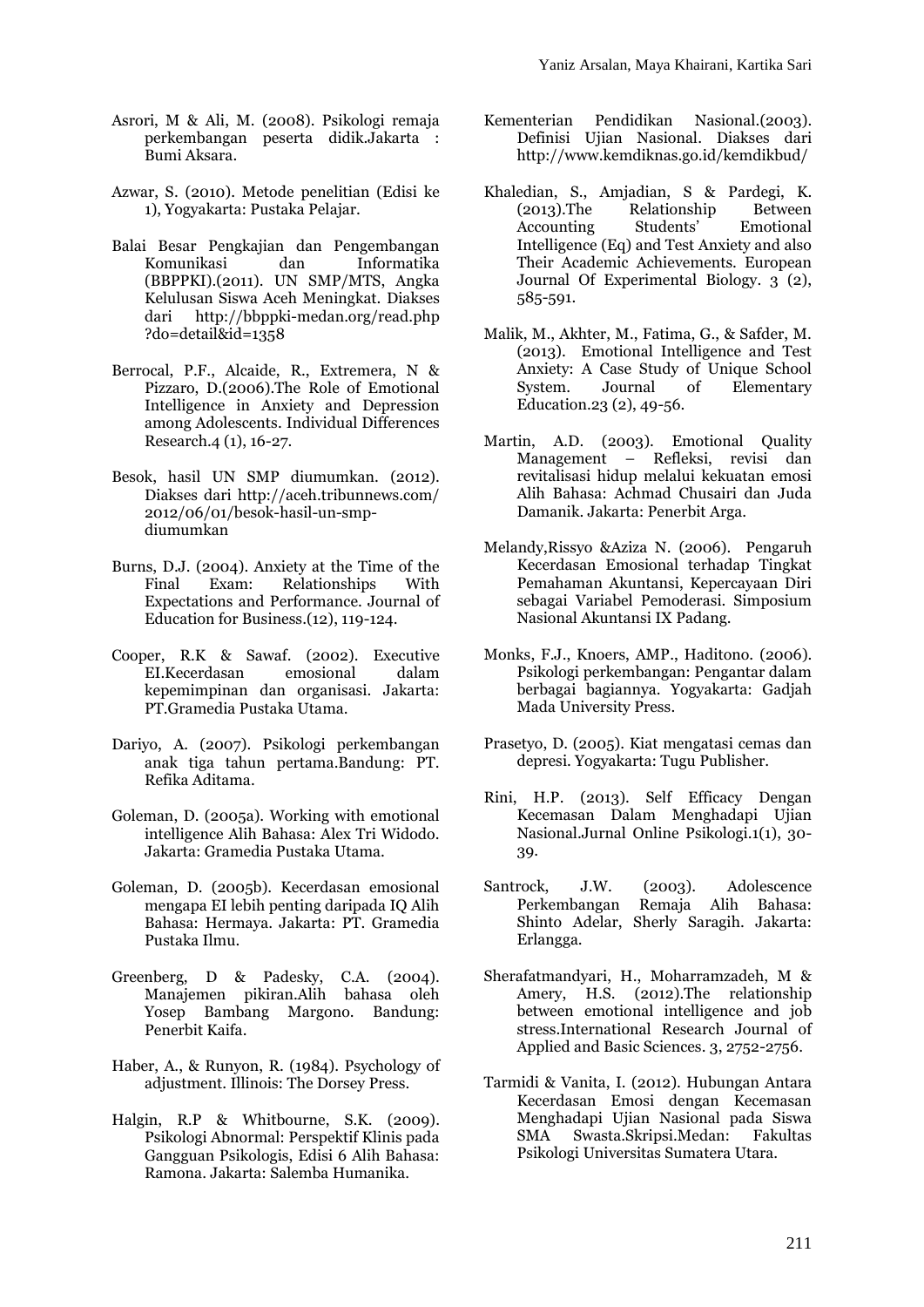Asrori, M & Ali, M. (2008). Psikologi remaja perkembangan peserta didik.Jakarta : Bumi Aksara.

Azwar, S. (2010). Metode penelitian (Edisi ke 1), Yogyakarta: Pustaka Pelajar.

Balai Besar Pengkajian dan Pengembangan Komunikasi dan Informatika (BBPPKI).(2011). UN SMP/MTS, Angka Kelulusan Siswa Aceh Meningkat. Diakses dari http://bbppki-medan.org/read.php ?do=detail&id=1358

Berrocal, P.F., Alcaide, R., Extremera, N & Pizzaro, D.(2006).The Role of Emotional Intelligence in Anxiety and Depression among Adolescents. Individual Differences Research.4 (1), 16-27.

Besok, hasil UN SMP diumumkan. (2012). Diakses dari http://aceh.tribunnews.com/ 2012/06/01/besok-hasil-un-smp-diumumkan

Burns, D.J. (2004). Anxiety at the Time of the Final Exam: Relationships With Expectations and Performance. Journal of Education for Business.(12), 119-124.

Cooper, R.K & Sawaf. (2002). Executive EI.Kecerdasan emosional dalam kepemimpinan dan organisasi. Jakarta: PT.Gramedia Pustaka Utama.

Dariyo, A. (2007). Psikologi perkembangan anak tiga tahun pertama.Bandung: PT. Refika Aditama.

Goleman, D. (2005a). Working with emotional intelligence Alih Bahasa: Alex Tri Widodo. Jakarta: Gramedia Pustaka Utama.

Goleman, D. (2005b). Kecerdasan emosional mengapa EI lebih penting daripada IQ Alih Bahasa: Hermaya. Jakarta: PT. Gramedia Pustaka Ilmu.

Greenberg, D & Padesky, C.A. (2004). Manajemen pikiran.Alih bahasa oleh Yosep Bambang Margono. Bandung: Penerbit Kaifa.

Haber, A., & Runyon, R. (1984). Psychology of adjustment. Illinois: The Dorsey Press.

Halgin, R.P & Whitbourne, S.K. (2009). Psikologi Abnormal: Perspektif Klinis pada Gangguan Psikologis, Edisi 6 Alih Bahasa: Ramona. Jakarta: Salemba Humanika.

Kementerian Pendidikan Nasional.(2003). Definisi Ujian Nasional. Diakses dari http://www.kemdiknas.go.id/kemdikbud/

Khaledian, S., Amjadian, S & Pardegi, K. (2013).The Relationship Between Accounting Students' Emotional Intelligence (Eq) and Test Anxiety and also Their Academic Achievements. European Journal Of Experimental Biology. 3 (2), 585-591.

Malik, M., Akhter, M., Fatima, G., & Safder, M. (2013). Emotional Intelligence and Test Anxiety: A Case Study of Unique School System. Journal of Elementary Education.23 (2), 49-56.

Martin, A.D. (2003). Emotional Quality Management – Refleksi, revisi dan revitalisasi hidup melalui kekuatan emosi Alih Bahasa: Achmad Chusairi dan Juda Damanik. Jakarta: Penerbit Arga.

Melandy,Rissyo &Aziza N. (2006). Pengaruh Kecerdasan Emosional terhadap Tingkat Pemahaman Akuntansi, Kepercayaan Diri sebagai Variabel Pemoderasi. Simposium Nasional Akuntansi IX Padang.

Monks, F.J., Knoers, AMP., Haditono. (2006). Psikologi perkembangan: Pengantar dalam berbagai bagiannya. Yogyakarta: Gadjah Mada University Press.

Prasetyo, D. (2005). Kiat mengatasi cemas dan depresi. Yogyakarta: Tugu Publisher.

Rini, H.P. (2013). Self Efficacy Dengan Kecemasan Dalam Menghadapi Ujian Nasional.Jurnal Online Psikologi.1(1), 30-39.

Santrock, J.W. (2003). Adolescence Perkembangan Remaja Alih Bahasa: Shinto Adelar, Sherly Saragih. Jakarta: Erlangga.

Sherafatmandyari, H., Moharramzadeh, M & Amery, H.S. (2012).The relationship between emotional intelligence and job stress.International Research Journal of Applied and Basic Sciences. 3, 2752-2756.

Tarmidi & Vanita, I. (2012). Hubungan Antara Kecerdasan Emosi dengan Kecemasan Menghadapi Ujian Nasional pada Siswa SMA Swasta.Skripsi.Medan: Fakultas Psikologi Universitas Sumatera Utara.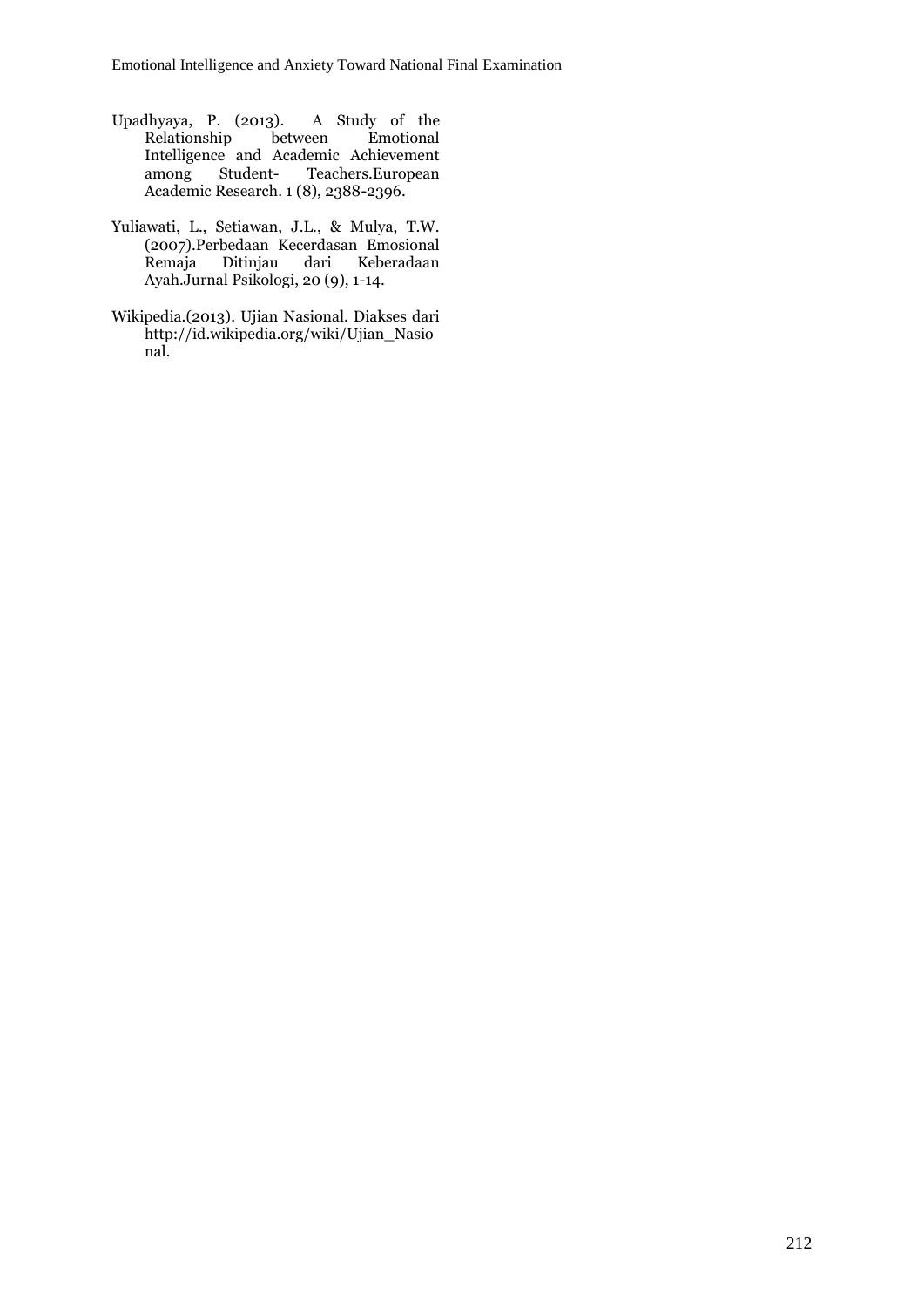Upadhyaya, P. (2013). A Study of the Relationship between Emotional Intelligence and Academic Achievement among Student- Teachers.European Academic Research. 1 (8), 2388-2396.

Yuliawati, L., Setiawan, J.L., & Mulya, T.W. (2007).Perbedaan Kecerdasan Emosional Remaja Ditinjau dari Keberadaan Ayah.Jurnal Psikologi, 20 (9), 1-14.

Wikipedia.(2013). Ujian Nasional. Diakses dari http://id.wikipedia.org/wiki/Ujian_Nasional.